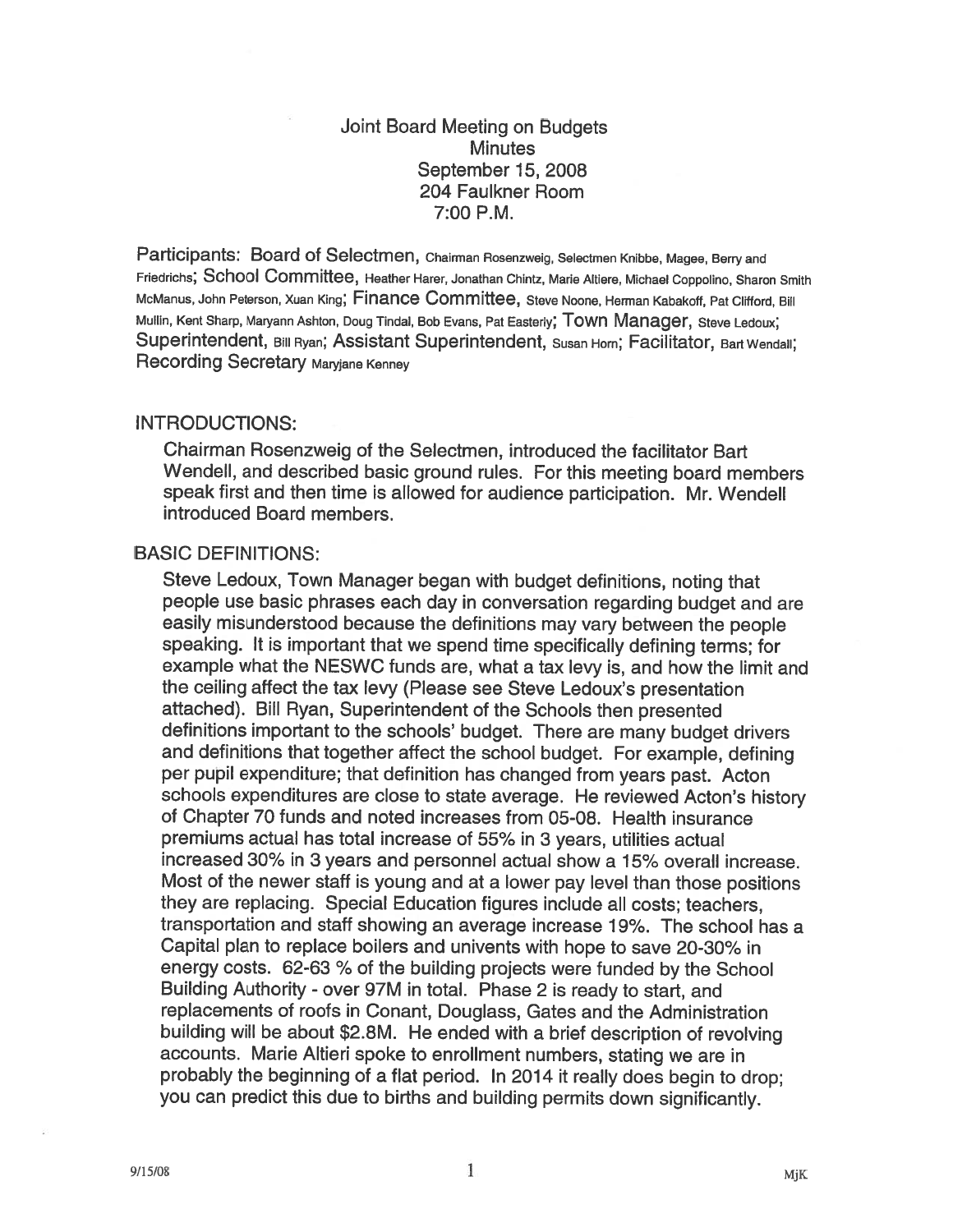# Joint Board Meeting on Budgets
## Minutes
## September 15, 2008
## 204 Faulkner Room
## 7:00 P.M.

Participants: **Board of Selectmen**, Chairman Rosenzweig, Selectmen Knibbe, Magee, Berry and Friedrichs; **School Committee**, Heather Harer, Jonathan Chintz, Marie Altiere, Michael Coppolino, Sharon Smith McManus, John Peterson, Xuan King; **Finance Committee**, Steve Noone, Herman Kabakoff, Pat Clifford, Bill Mullin, Kent Sharp, Maryann Ashton, Doug Tindal, Bob Evans, Pat Easterly; **Town Manager**, Steve Ledoux; **Superintendent**, Bill Ryan; **Assistant Superintendent**, Susan Horn; **Facilitator**, Bart Wendall; **Recording Secretary** Maryjane Kenney

### INTRODUCTIONS:

Chairman Rosenzweig of the Selectmen, introduced the facilitator Bart Wendell, and described basic ground rules. For this meeting board members speak first and then time is allowed for audience participation. Mr. Wendell introduced Board members.

### BASIC DEFINITIONS:

Steve Ledoux, Town Manager began with budget definitions, noting that people use basic phrases each day in conversation regarding budget and are easily misunderstood because the definitions may vary between the people speaking. It is important that we spend time specifically defining terms; for example what the NESWC funds are, what a tax levy is, and how the limit and the ceiling affect the tax levy (Please see Steve Ledoux's presentation attached). Bill Ryan, Superintendent of the Schools then presented definitions important to the schools' budget. There are many budget drivers and definitions that together affect the school budget. For example, defining per pupil expenditure; that definition has changed from years past. Acton schools expenditures are close to state average. He reviewed Acton's history of Chapter 70 funds and noted increases from 05-08. Health insurance premiums actual has total increase of 55% in 3 years, utilities actual increased 30% in 3 years and personnel actual show a 15% overall increase. Most of the newer staff is young and at a lower pay level than those positions they are replacing. Special Education figures include all costs; teachers, transportation and staff showing an average increase 19%. The school has a Capital plan to replace boilers and univents with hope to save 20-30% in energy costs. 62-63 % of the building projects were funded by the School Building Authority - over 97M in total. Phase 2 is ready to start, and replacements of roofs in Conant, Douglass, Gates and the Administration building will be about $2.8M. He ended with a brief description of revolving accounts. Marie Altieri spoke to enrollment numbers, stating we are in probably the beginning of a flat period. In 2014 it really does begin to drop; you can predict this due to births and building permits down significantly.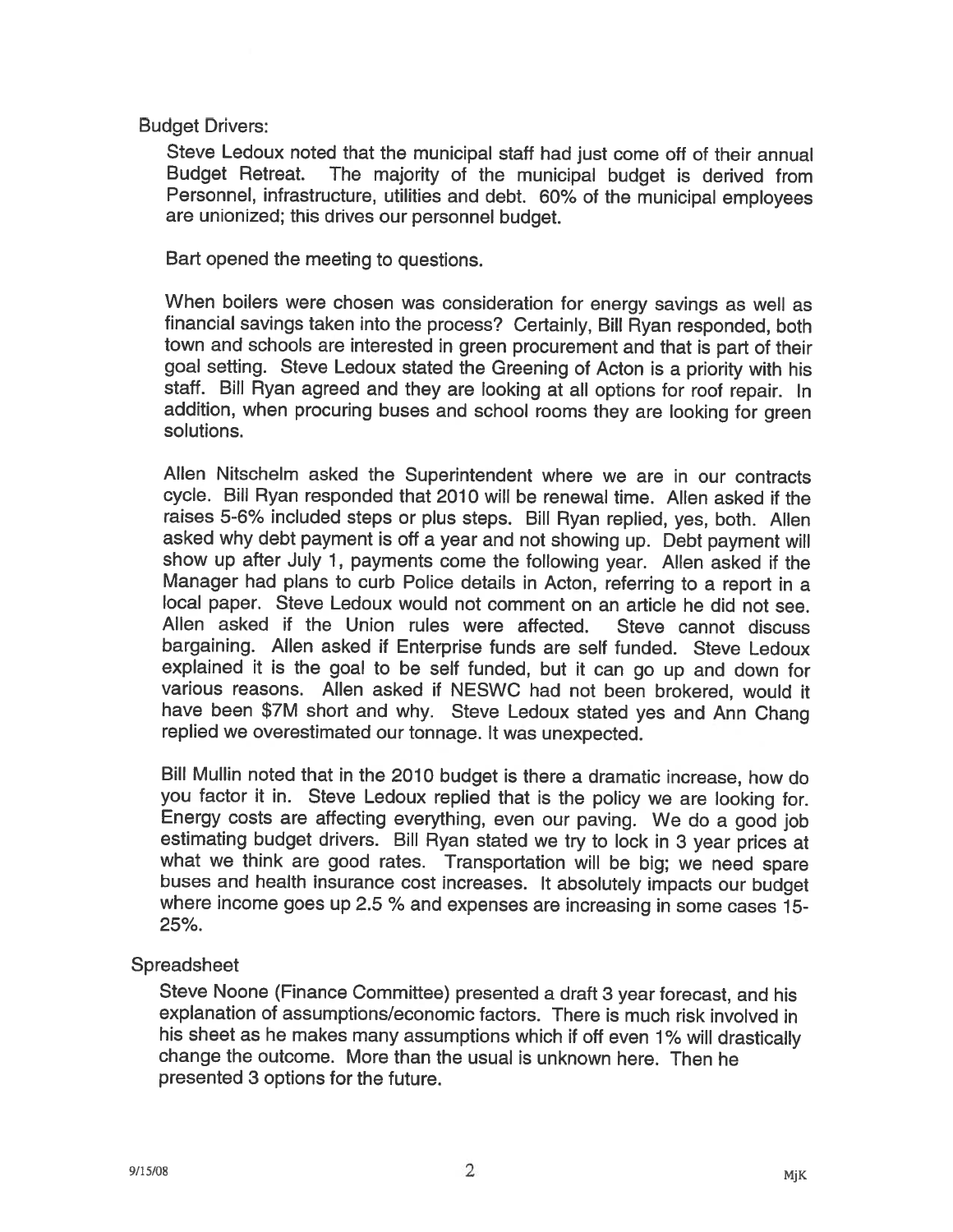Budget Drivers:

Steve Ledoux noted that the municipal staff had just come off of their annual Budget Retreat. The majority of the municipal budget is derived from Personnel, infrastructure, utilities and debt. 60% of the municipal employees are unionized; this drives our personnel budget.

Bart opened the meeting to questions.

When boilers were chosen was consideration for energy savings as well as financial savings taken into the process? Certainly, Bill Ryan responded, both town and schools are interested in green procurement and that is part of their goal setting. Steve Ledoux stated the Greening of Acton is a priority with his staff. Bill Ryan agreed and they are looking at all options for roof repair. In addition, when procuring buses and school rooms they are looking for green solutions.

Allen Nitschelm asked the Superintendent where we are in our contracts cycle. Bill Ryan responded that 2010 will be renewal time. Allen asked if the raises 5-6% included steps or plus steps. Bill Ryan replied, yes, both. Allen asked why debt payment is off a year and not showing up. Debt payment will show up after July 1, payments come the following year. Allen asked if the Manager had plans to curb Police details in Acton, referring to a report in a local paper. Steve Ledoux would not comment on an article he did not see. Allen asked if the Union rules were affected. Steve cannot discuss bargaining. Allen asked if Enterprise funds are self funded. Steve Ledoux explained it is the goal to be self funded, but it can go up and down for various reasons. Allen asked if NESWC had not been brokered, would it have been $7M short and why. Steve Ledoux stated yes and Ann Chang replied we overestimated our tonnage. It was unexpected.

Bill Mullin noted that in the 2010 budget is there a dramatic increase, how do you factor it in. Steve Ledoux replied that is the policy we are looking for. Energy costs are affecting everything, even our paving. We do a good job estimating budget drivers. Bill Ryan stated we try to lock in 3 year prices at what we think are good rates. Transportation will be big; we need spare buses and health insurance cost increases. It absolutely impacts our budget where income goes up 2.5 % and expenses are increasing in some cases 15-25%.

Spreadsheet

Steve Noone (Finance Committee) presented a draft 3 year forecast, and his explanation of assumptions/economic factors. There is much risk involved in his sheet as he makes many assumptions which if off even 1% will drastically change the outcome. More than the usual is unknown here. Then he presented 3 options for the future.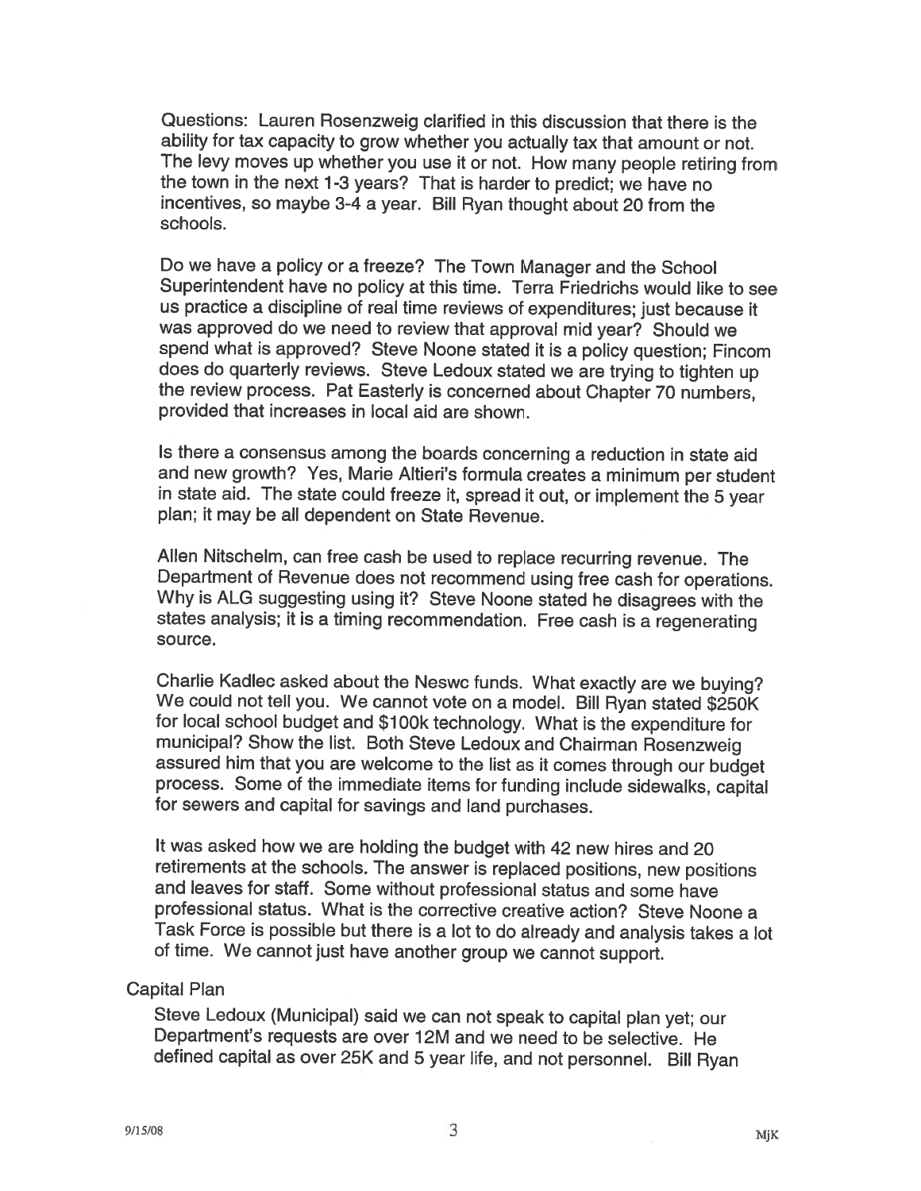Questions: Lauren Rosenzweig clarified in this discussion that there is the ability for tax capacity to grow whether you actually tax that amount or not. The levy moves up whether you use it or not. How many people retiring from the town in the next 1-3 years? That is harder to predict; we have no incentives, so maybe 3-4 a year. Bill Ryan thought about 20 from the schools.

Do we have a policy or a freeze? The Town Manager and the School Superintendent have no policy at this time. Terra Friedrichs would like to see us practice a discipline of real time reviews of expenditures; just because it was approved do we need to review that approval mid year? Should we spend what is approved? Steve Noone stated it is a policy question; Fincom does do quarterly reviews. Steve Ledoux stated we are trying to tighten up the review process. Pat Easterly is concerned about Chapter 70 numbers, provided that increases in local aid are shown.

Is there a consensus among the boards concerning a reduction in state aid and new growth? Yes, Marie Altieri's formula creates a minimum per student in state aid. The state could freeze it, spread it out, or implement the 5 year plan; it may be all dependent on State Revenue.

Allen Nitschelm, can free cash be used to replace recurring revenue. The Department of Revenue does not recommend using free cash for operations. Why is ALG suggesting using it? Steve Noone stated he disagrees with the states analysis; it is a timing recommendation. Free cash is a regenerating source.

Charlie Kadlec asked about the Neswc funds. What exactly are we buying? We could not tell you. We cannot vote on a model. Bill Ryan stated $250K for local school budget and $100k technology. What is the expenditure for municipal? Show the list. Both Steve Ledoux and Chairman Rosenzweig assured him that you are welcome to the list as it comes through our budget process. Some of the immediate items for funding include sidewalks, capital for sewers and capital for savings and land purchases.

It was asked how we are holding the budget with 42 new hires and 20 retirements at the schools. The answer is replaced positions, new positions and leaves for staff. Some without professional status and some have professional status. What is the corrective creative action? Steve Noone a Task Force is possible but there is a lot to do already and analysis takes a lot of time. We cannot just have another group we cannot support.

Capital Plan

Steve Ledoux (Municipal) said we can not speak to capital plan yet; our Department's requests are over 12M and we need to be selective. He defined capital as over 25K and 5 year life, and not personnel. Bill Ryan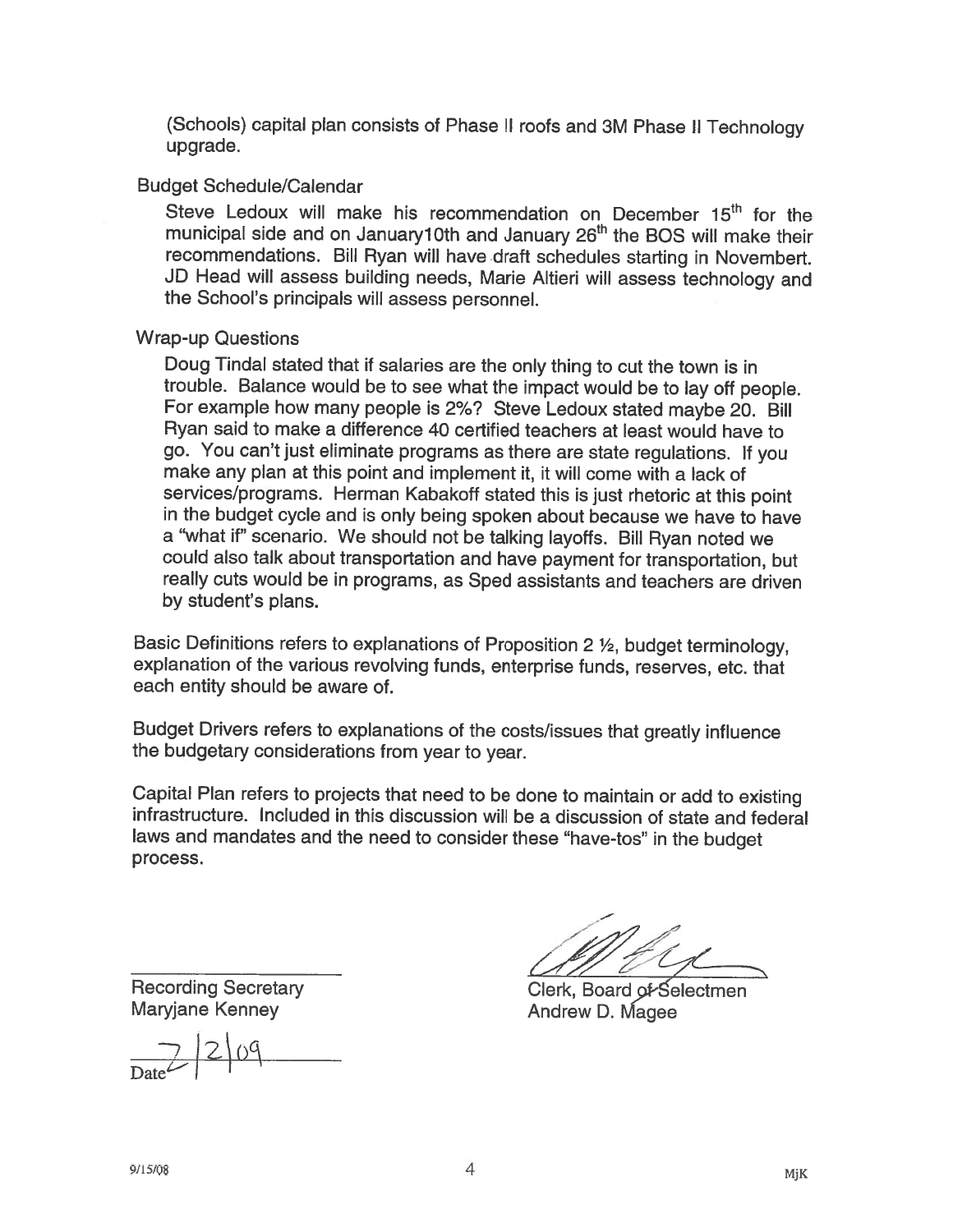(Schools) capital plan consists of Phase II roofs and 3M Phase II Technology upgrade.

Budget Schedule/Calendar

Steve Ledoux will make his recommendation on December 15th for the municipal side and on January10th and January 26th the BOS will make their recommendations. Bill Ryan will have draft schedules starting in Novembert. JD Head will assess building needs, Marie Altieri will assess technology and the School's principals will assess personnel.

Wrap-up Questions

Doug Tindal stated that if salaries are the only thing to cut the town is in trouble. Balance would be to see what the impact would be to lay off people. For example how many people is 2%? Steve Ledoux stated maybe 20. Bill Ryan said to make a difference 40 certified teachers at least would have to go. You can't just eliminate programs as there are state regulations. If you make any plan at this point and implement it, it will come with a lack of services/programs. Herman Kabakoff stated this is just rhetoric at this point in the budget cycle and is only being spoken about because we have to have a "what if" scenario. We should not be talking layoffs. Bill Ryan noted we could also talk about transportation and have payment for transportation, but really cuts would be in programs, as Sped assistants and teachers are driven by student's plans.

Basic Definitions refers to explanations of Proposition 2 ½, budget terminology, explanation of the various revolving funds, enterprise funds, reserves, etc. that each entity should be aware of.

Budget Drivers refers to explanations of the costs/issues that greatly influence the budgetary considerations from year to year.

Capital Plan refers to projects that need to be done to maintain or add to existing infrastructure. Included in this discussion will be a discussion of state and federal laws and mandates and the need to consider these "have-tos" in the budget process.

Recording Secretary
Maryjane Kenney

7/2/09
Date

Clerk, Board of Selectmen
Andrew D. Magee

9/15/08 MjK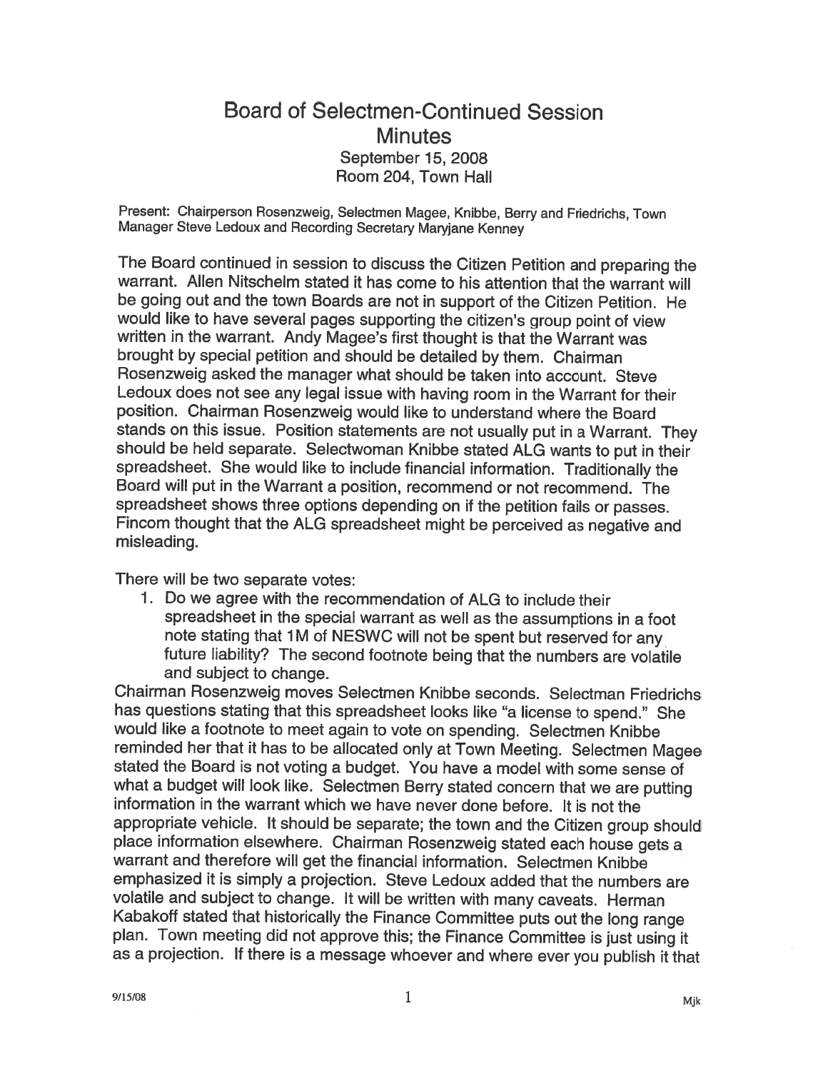# Board of Selectmen-Continued Session
## Minutes
### September 15, 2008
### Room 204, Town Hall

Present: Chairperson Rosenzweig, Selectmen Magee, Knibbe, Berry and Friedrichs, Town Manager Steve Ledoux and Recording Secretary Maryjane Kenney

The Board continued in session to discuss the Citizen Petition and preparing the warrant. Allen Nitschelm stated it has come to his attention that the warrant will be going out and the town Boards are not in support of the Citizen Petition. He would like to have several pages supporting the citizen's group point of view written in the warrant. Andy Magee's first thought is that the Warrant was brought by special petition and should be detailed by them. Chairman Rosenzweig asked the manager what should be taken into account. Steve Ledoux does not see any legal issue with having room in the Warrant for their position. Chairman Rosenzweig would like to understand where the Board stands on this issue. Position statements are not usually put in a Warrant. They should be held separate. Selectwoman Knibbe stated ALG wants to put in their spreadsheet. She would like to include financial information. Traditionally the Board will put in the Warrant a position, recommend or not recommend. The spreadsheet shows three options depending on if the petition fails or passes. Fincom thought that the ALG spreadsheet might be perceived as negative and misleading.

There will be two separate votes:

1. Do we agree with the recommendation of ALG to include their spreadsheet in the special warrant as well as the assumptions in a foot note stating that 1M of NESWC will not be spent but reserved for any future liability? The second footnote being that the numbers are volatile and subject to change.

Chairman Rosenzweig moves Selectmen Knibbe seconds. Selectman Friedrichs has questions stating that this spreadsheet looks like "a license to spend." She would like a footnote to meet again to vote on spending. Selectmen Knibbe reminded her that it has to be allocated only at Town Meeting. Selectmen Magee stated the Board is not voting a budget. You have a model with some sense of what a budget will look like. Selectmen Berry stated concern that we are putting information in the warrant which we have never done before. It is not the appropriate vehicle. It should be separate; the town and the Citizen group should place information elsewhere. Chairman Rosenzweig stated each house gets a warrant and therefore will get the financial information. Selectmen Knibbe emphasized it is simply a projection. Steve Ledoux added that the numbers are volatile and subject to change. It will be written with many caveats. Herman Kabakoff stated that historically the Finance Committee puts out the long range plan. Town meeting did not approve this; the Finance Committee is just using it as a projection. If there is a message whoever and where ever you publish it that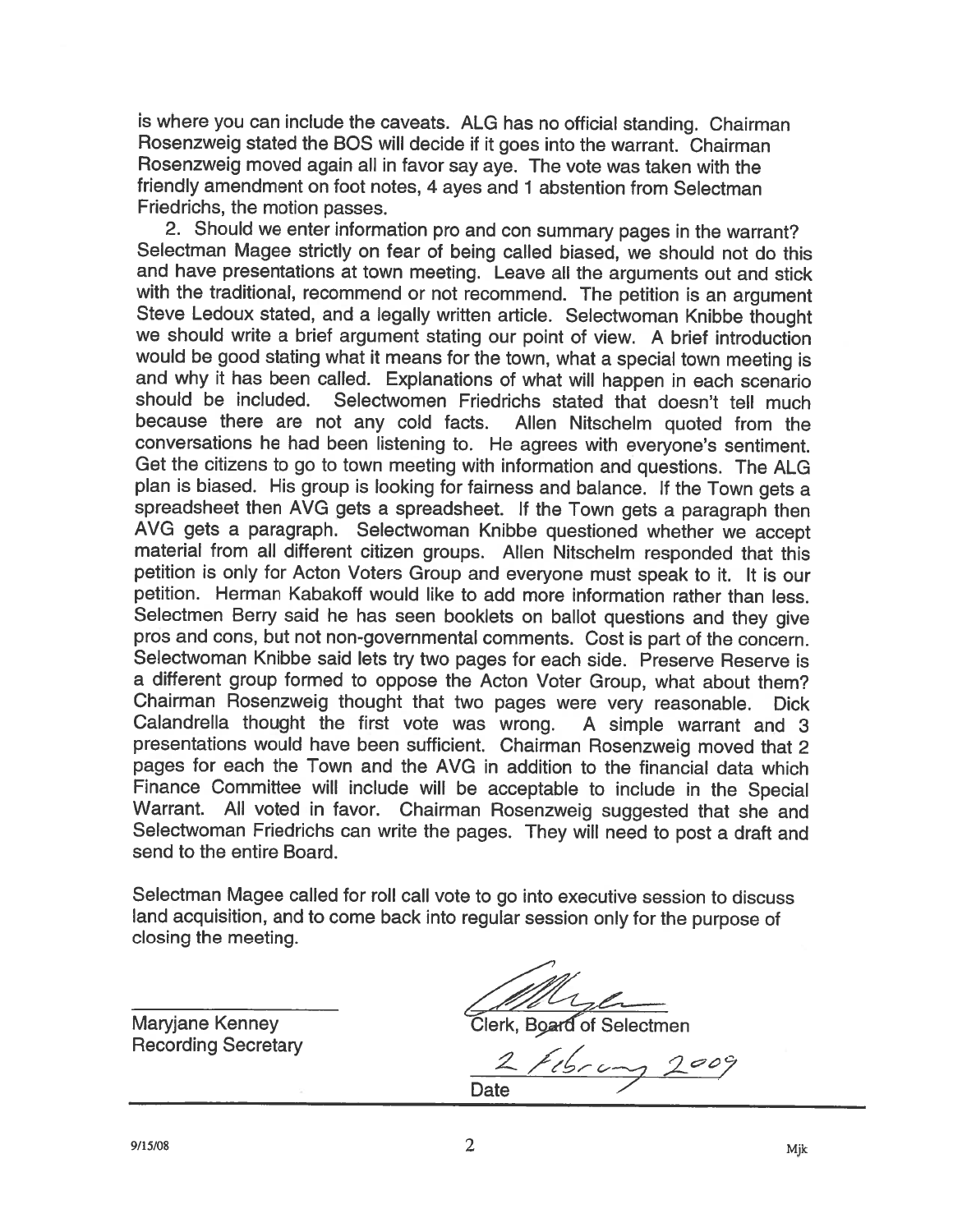is where you can include the caveats. ALG has no official standing. Chairman Rosenzweig stated the BOS will decide if it goes into the warrant. Chairman Rosenzweig moved again all in favor say aye. The vote was taken with the friendly amendment on foot notes, 4 ayes and 1 abstention from Selectman Friedrichs, the motion passes.

2. Should we enter information pro and con summary pages in the warrant? Selectman Magee strictly on fear of being called biased, we should not do this and have presentations at town meeting. Leave all the arguments out and stick with the traditional, recommend or not recommend. The petition is an argument Steve Ledoux stated, and a legally written article. Selectwoman Knibbe thought we should write a brief argument stating our point of view. A brief introduction would be good stating what it means for the town, what a special town meeting is and why it has been called. Explanations of what will happen in each scenario should be included. Selectwomen Friedrichs stated that doesn't tell much because there are not any cold facts. Allen Nitschelm quoted from the conversations he had been listening to. He agrees with everyone's sentiment. Get the citizens to go to town meeting with information and questions. The ALG plan is biased. His group is looking for fairness and balance. If the Town gets a spreadsheet then AVG gets a spreadsheet. If the Town gets a paragraph then AVG gets a paragraph. Selectwoman Knibbe questioned whether we accept material from all different citizen groups. Allen Nitschelm responded that this petition is only for Acton Voters Group and everyone must speak to it. It is our petition. Herman Kabakoff would like to add more information rather than less. Selectmen Berry said he has seen booklets on ballot questions and they give pros and cons, but not non-governmental comments. Cost is part of the concern. Selectwoman Knibbe said lets try two pages for each side. Preserve Reserve is a different group formed to oppose the Acton Voter Group, what about them? Chairman Rosenzweig thought that two pages were very reasonable. Dick Calandrella thought the first vote was wrong. A simple warrant and 3 presentations would have been sufficient. Chairman Rosenzweig moved that 2 pages for each the Town and the AVG in addition to the financial data which Finance Committee will include will be acceptable to include in the Special Warrant. All voted in favor. Chairman Rosenzweig suggested that she and Selectwoman Friedrichs can write the pages. They will need to post a draft and send to the entire Board.

Selectman Magee called for roll call vote to go into executive session to discuss land acquisition, and to come back into regular session only for the purpose of closing the meeting.

Maryjane Kenney
Recording Secretary

Clerk, Board of Selectmen

2 February 2009
Date

9/15/08 Mjk